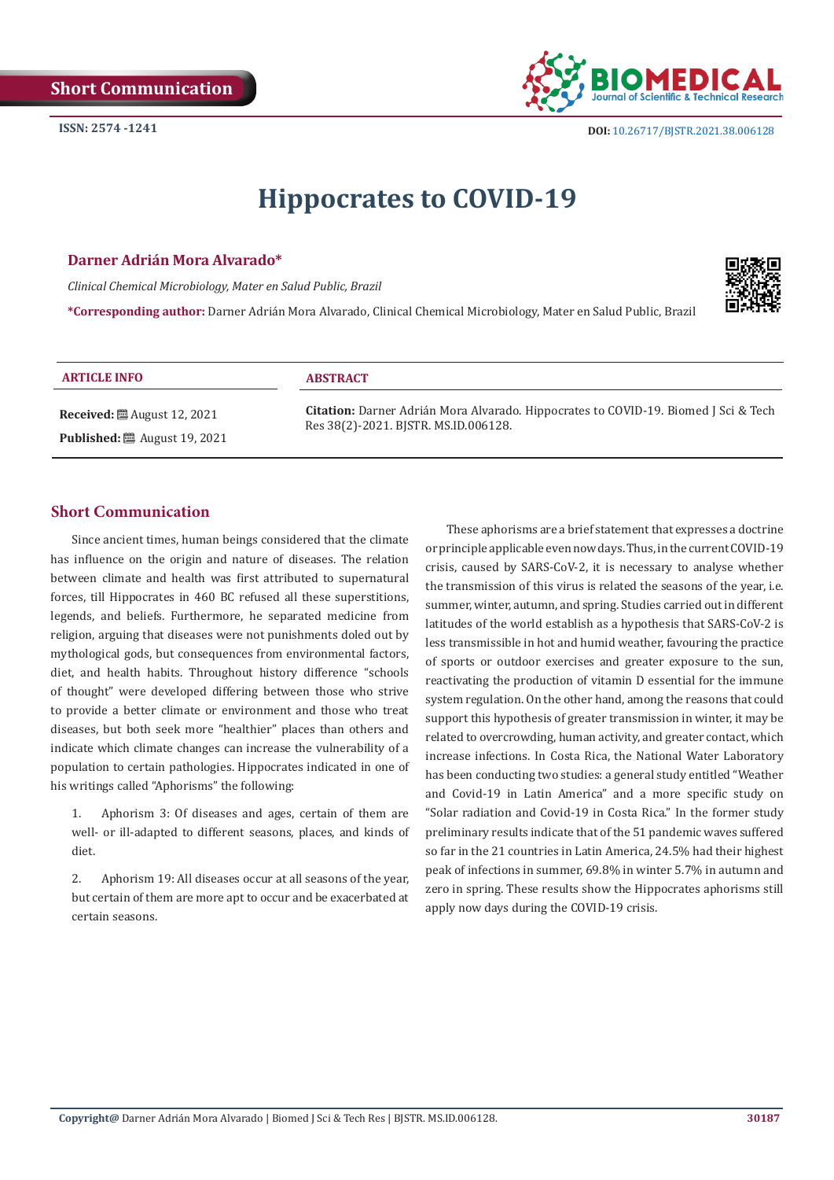Short Communication

ISSN: 2574 -1241

DOI: 10.26717/BJSTR.2021.38.006128

# Hippocrates to COVID-19

**Darner Adrián Mora Alvarado***

*Clinical Chemical Microbiology, Mater en Salud Public, Brazil*

***Corresponding author:** Darner Adrián Mora Alvarado, Clinical Chemical Microbiology, Mater en Salud Public, Brazil

**ARTICLE INFO**

**Received:** August 12, 2021

**Published:** August 19, 2021

**ABSTRACT**

**Citation:** Darner Adrián Mora Alvarado. Hippocrates to COVID-19. Biomed J Sci & Tech Res 38(2)-2021. BJSTR. MS.ID.006128.

## Short Communication

Since ancient times, human beings considered that the climate has influence on the origin and nature of diseases. The relation between climate and health was first attributed to supernatural forces, till Hippocrates in 460 BC refused all these superstitions, legends, and beliefs. Furthermore, he separated medicine from religion, arguing that diseases were not punishments doled out by mythological gods, but consequences from environmental factors, diet, and health habits. Throughout history difference "schools of thought" were developed differing between those who strive to provide a better climate or environment and those who treat diseases, but both seek more "healthier" places than others and indicate which climate changes can increase the vulnerability of a population to certain pathologies. Hippocrates indicated in one of his writings called "Aphorisms" the following:

1. Aphorism 3: Of diseases and ages, certain of them are well- or ill-adapted to different seasons, places, and kinds of diet.
2. Aphorism 19: All diseases occur at all seasons of the year, but certain of them are more apt to occur and be exacerbated at certain seasons.

These aphorisms are a brief statement that expresses a doctrine or principle applicable even now days. Thus, in the current COVID-19 crisis, caused by SARS-CoV-2, it is necessary to analyse whether the transmission of this virus is related the seasons of the year, i.e. summer, winter, autumn, and spring. Studies carried out in different latitudes of the world establish as a hypothesis that SARS-CoV-2 is less transmissible in hot and humid weather, favouring the practice of sports or outdoor exercises and greater exposure to the sun, reactivating the production of vitamin D essential for the immune system regulation. On the other hand, among the reasons that could support this hypothesis of greater transmission in winter, it may be related to overcrowding, human activity, and greater contact, which increase infections. In Costa Rica, the National Water Laboratory has been conducting two studies: a general study entitled "Weather and Covid-19 in Latin America" and a more specific study on "Solar radiation and Covid-19 in Costa Rica." In the former study preliminary results indicate that of the 51 pandemic waves suffered so far in the 21 countries in Latin America, 24.5% had their highest peak of infections in summer, 69.8% in winter 5.7% in autumn and zero in spring. These results show the Hippocrates aphorisms still apply now days during the COVID-19 crisis.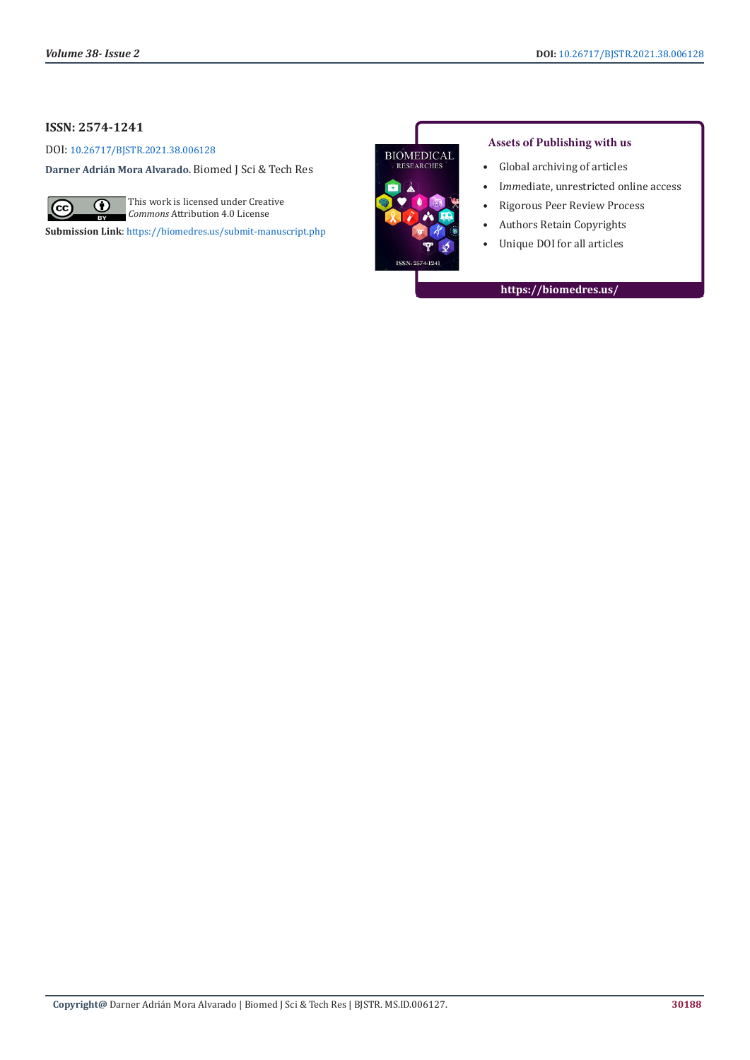**ISSN: 2574-1241**

DOI: 10.26717/BJSTR.2021.38.006128

**Darner Adrián Mora Alvarado.** Biomed J Sci & Tech Res

This work is licensed under Creative *Commons* Attribution 4.0 License

**Submission Link**: https://biomedres.us/submit-manuscript.php

**Assets of Publishing with us**

- Global archiving of articles
- Immediate, unrestricted online access
- Rigorous Peer Review Process
- Authors Retain Copyrights
- Unique DOI for all articles

**https://biomedres.us/**